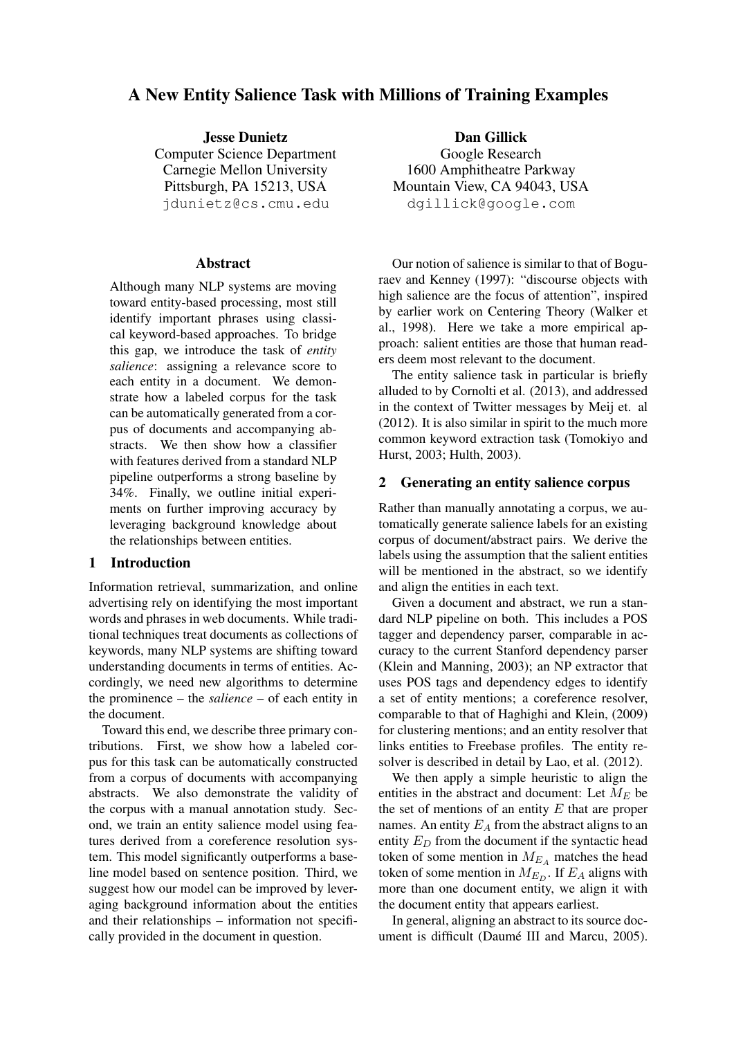# A New Entity Salience Task with Millions of Training Examples

**Jesse Dunietz**
Computer Science Department
Carnegie Mellon University
Pittsburgh, PA 15213, USA
jdunietz@cs.cmu.edu

**Dan Gillick**
Google Research
1600 Amphitheatre Parkway
Mountain View, CA 94043, USA
dgillick@google.com

## Abstract

Although many NLP systems are moving toward entity-based processing, most still identify important phrases using classical keyword-based approaches. To bridge this gap, we introduce the task of *entity salience*: assigning a relevance score to each entity in a document. We demonstrate how a labeled corpus for the task can be automatically generated from a corpus of documents and accompanying abstracts. We then show how a classifier with features derived from a standard NLP pipeline outperforms a strong baseline by 34%. Finally, we outline initial experiments on further improving accuracy by leveraging background knowledge about the relationships between entities.

## 1 Introduction

Information retrieval, summarization, and online advertising rely on identifying the most important words and phrases in web documents. While traditional techniques treat documents as collections of keywords, many NLP systems are shifting toward understanding documents in terms of entities. Accordingly, we need new algorithms to determine the prominence – the *salience* – of each entity in the document.

Toward this end, we describe three primary contributions. First, we show how a labeled corpus for this task can be automatically constructed from a corpus of documents with accompanying abstracts. We also demonstrate the validity of the corpus with a manual annotation study. Second, we train an entity salience model using features derived from a coreference resolution system. This model significantly outperforms a baseline model based on sentence position. Third, we suggest how our model can be improved by leveraging background information about the entities and their relationships – information not specifically provided in the document in question.

Our notion of salience is similar to that of Boguraev and Kenney (1997): "discourse objects with high salience are the focus of attention", inspired by earlier work on Centering Theory (Walker et al., 1998). Here we take a more empirical approach: salient entities are those that human readers deem most relevant to the document.

The entity salience task in particular is briefly alluded to by Cornolti et al. (2013), and addressed in the context of Twitter messages by Meij et. al (2012). It is also similar in spirit to the much more common keyword extraction task (Tomokiyo and Hurst, 2003; Hulth, 2003).

## 2 Generating an entity salience corpus

Rather than manually annotating a corpus, we automatically generate salience labels for an existing corpus of document/abstract pairs. We derive the labels using the assumption that the salient entities will be mentioned in the abstract, so we identify and align the entities in each text.

Given a document and abstract, we run a standard NLP pipeline on both. This includes a POS tagger and dependency parser, comparable in accuracy to the current Stanford dependency parser (Klein and Manning, 2003); an NP extractor that uses POS tags and dependency edges to identify a set of entity mentions; a coreference resolver, comparable to that of Haghighi and Klein, (2009) for clustering mentions; and an entity resolver that links entities to Freebase profiles. The entity resolver is described in detail by Lao, et al. (2012).

We then apply a simple heuristic to align the entities in the abstract and document: Let $M_E$ be the set of mentions of an entity $E$ that are proper names. An entity $E_A$ from the abstract aligns to an entity $E_D$ from the document if the syntactic head token of some mention in $M_{E_A}$ matches the head token of some mention in $M_{E_D}$. If $E_A$ aligns with more than one document entity, we align it with the document entity that appears earliest.

In general, aligning an abstract to its source document is difficult (Daumé III and Marcu, 2005).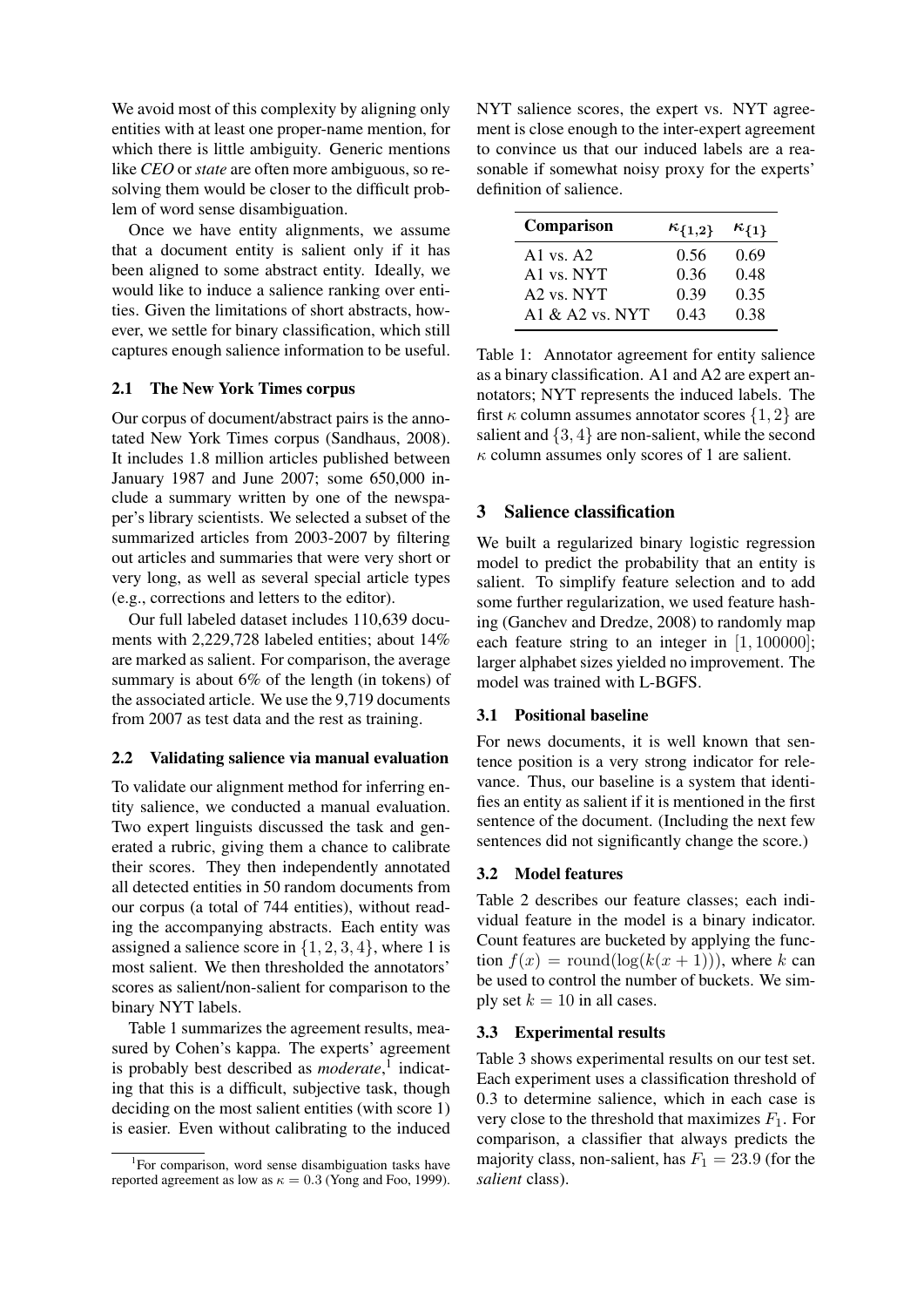We avoid most of this complexity by aligning only entities with at least one proper-name mention, for which there is little ambiguity. Generic mentions like *CEO* or *state* are often more ambiguous, so resolving them would be closer to the difficult problem of word sense disambiguation.

Once we have entity alignments, we assume that a document entity is salient only if it has been aligned to some abstract entity. Ideally, we would like to induce a salience ranking over entities. Given the limitations of short abstracts, however, we settle for binary classification, which still captures enough salience information to be useful.

### 2.1 The New York Times corpus

Our corpus of document/abstract pairs is the annotated New York Times corpus (Sandhaus, 2008). It includes 1.8 million articles published between January 1987 and June 2007; some 650,000 include a summary written by one of the newspaper's library scientists. We selected a subset of the summarized articles from 2003-2007 by filtering out articles and summaries that were very short or very long, as well as several special article types (e.g., corrections and letters to the editor).

Our full labeled dataset includes 110,639 documents with 2,229,728 labeled entities; about 14% are marked as salient. For comparison, the average summary is about 6% of the length (in tokens) of the associated article. We use the 9,719 documents from 2007 as test data and the rest as training.

### 2.2 Validating salience via manual evaluation

To validate our alignment method for inferring entity salience, we conducted a manual evaluation. Two expert linguists discussed the task and generated a rubric, giving them a chance to calibrate their scores. They then independently annotated all detected entities in 50 random documents from our corpus (a total of 744 entities), without reading the accompanying abstracts. Each entity was assigned a salience score in $\{1, 2, 3, 4\}$, where 1 is most salient. We then thresholded the annotators' scores as salient/non-salient for comparison to the binary NYT labels.

Table 1 summarizes the agreement results, measured by Cohen's kappa. The experts' agreement is probably best described as *moderate*,[1] indicating that this is a difficult, subjective task, though deciding on the most salient entities (with score 1) is easier. Even without calibrating to the induced NYT salience scores, the expert vs. NYT agreement is close enough to the inter-expert agreement to convince us that our induced labels are a reasonable if somewhat noisy proxy for the experts' definition of salience.

| Comparison | $\kappa_{\{1,2\}}$ | $\kappa_{\{1\}}$ |
|---|---|---|
| A1 vs. A2 | 0.56 | 0.69 |
| A1 vs. NYT | 0.36 | 0.48 |
| A2 vs. NYT | 0.39 | 0.35 |
| A1 & A2 vs. NYT | 0.43 | 0.38 |

Table 1: Annotator agreement for entity salience as a binary classification. A1 and A2 are expert annotators; NYT represents the induced labels. The first $\kappa$ column assumes annotator scores $\{1, 2\}$ are salient and $\{3, 4\}$ are non-salient, while the second $\kappa$ column assumes only scores of 1 are salient.

[1] For comparison, word sense disambiguation tasks have reported agreement as low as $\kappa = 0.3$ (Yong and Foo, 1999).

## 3 Salience classification

We built a regularized binary logistic regression model to predict the probability that an entity is salient. To simplify feature selection and to add some further regularization, we used feature hashing (Ganchev and Dredze, 2008) to randomly map each feature string to an integer in $[1, 100000]$; larger alphabet sizes yielded no improvement. The model was trained with L-BGFS.

### 3.1 Positional baseline

For news documents, it is well known that sentence position is a very strong indicator for relevance. Thus, our baseline is a system that identifies an entity as salient if it is mentioned in the first sentence of the document. (Including the next few sentences did not significantly change the score.)

### 3.2 Model features

Table 2 describes our feature classes; each individual feature in the model is a binary indicator. Count features are bucketed by applying the function $f(x) = \text{round}(\log(k(x + 1)))$, where $k$ can be used to control the number of buckets. We simply set $k = 10$ in all cases.

### 3.3 Experimental results

Table 3 shows experimental results on our test set. Each experiment uses a classification threshold of 0.3 to determine salience, which in each case is very close to the threshold that maximizes $F_1$. For comparison, a classifier that always predicts the majority class, non-salient, has $F_1 = 23.9$ (for the *salient* class).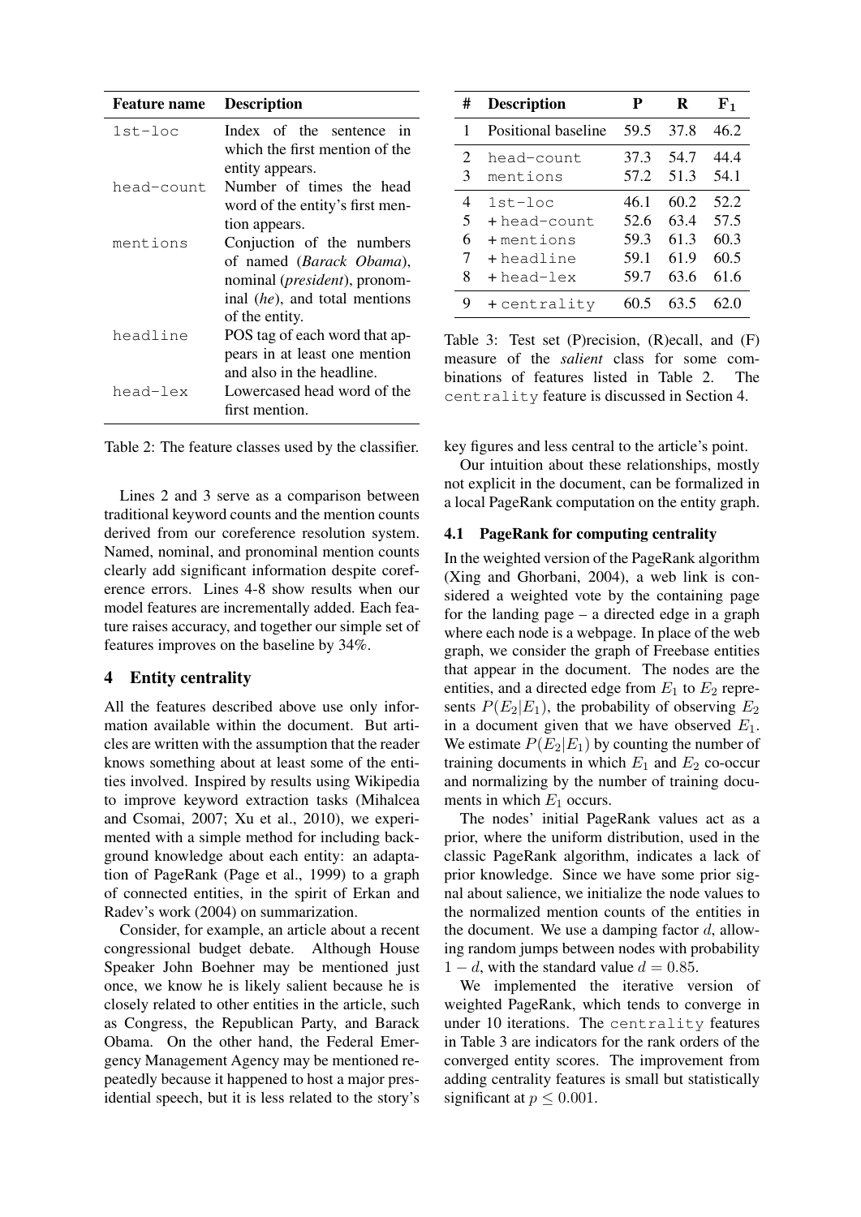| Feature name | Description |
| --- | --- |
| `1st-loc` | Index of the sentence in which the first mention of the entity appears. |
| `head-count` | Number of times the head word of the entity's first mention appears. |
| `mentions` | Conjuction of the numbers of named (*Barack Obama*), nominal (*president*), pronominal (*he*), and total mentions of the entity. |
| `headline` | POS tag of each word that appears in at least one mention and also in the headline. |
| `head-lex` | Lowercased head word of the first mention. |

Table 2: The feature classes used by the classifier.

Lines 2 and 3 serve as a comparison between traditional keyword counts and the mention counts derived from our coreference resolution system. Named, nominal, and pronominal mention counts clearly add significant information despite coreference errors. Lines 4-8 show results when our model features are incrementally added. Each feature raises accuracy, and together our simple set of features improves on the baseline by 34%.

## 4 Entity centrality

All the features described above use only information available within the document. But articles are written with the assumption that the reader knows something about at least some of the entities involved. Inspired by results using Wikipedia to improve keyword extraction tasks (Mihalcea and Csomai, 2007; Xu et al., 2010), we experimented with a simple method for including background knowledge about each entity: an adaptation of PageRank (Page et al., 1999) to a graph of connected entities, in the spirit of Erkan and Radev's work (2004) on summarization.

Consider, for example, an article about a recent congressional budget debate. Although House Speaker John Boehner may be mentioned just once, we know he is likely salient because he is closely related to other entities in the article, such as Congress, the Republican Party, and Barack Obama. On the other hand, the Federal Emergency Management Agency may be mentioned repeatedly because it happened to host a major presidential speech, but it is less related to the story's key figures and less central to the article's point.

| # | Description | P | R | $F_1$ |
| --- | --- | --- | --- | --- |
| 1 | Positional baseline | 59.5 | 37.8 | 46.2 |
| 2 | `head-count` | 37.3 | 54.7 | 44.4 |
| 3 | `mentions` | 57.2 | 51.3 | 54.1 |
| 4 | `1st-loc` | 46.1 | 60.2 | 52.2 |
| 5 | `+ head-count` | 52.6 | 63.4 | 57.5 |
| 6 | `+ mentions` | 59.3 | 61.3 | 60.3 |
| 7 | `+ headline` | 59.1 | 61.9 | 60.5 |
| 8 | `+ head-lex` | 59.7 | 63.6 | 61.6 |
| 9 | `+ centrality` | 60.5 | 63.5 | 62.0 |

Table 3: Test set (P)recision, (R)ecall, and (F) measure of the *salient* class for some combinations of features listed in Table 2. The `centrality` feature is discussed in Section 4.

Our intuition about these relationships, mostly not explicit in the document, can be formalized in a local PageRank computation on the entity graph.

### 4.1 PageRank for computing centrality

In the weighted version of the PageRank algorithm (Xing and Ghorbani, 2004), a web link is considered a weighted vote by the containing page for the landing page – a directed edge in a graph where each node is a webpage. In place of the web graph, we consider the graph of Freebase entities that appear in the document. The nodes are the entities, and a directed edge from $E_1$ to $E_2$ represents $P(E_2|E_1)$, the probability of observing $E_2$ in a document given that we have observed $E_1$. We estimate $P(E_2|E_1)$ by counting the number of training documents in which $E_1$ and $E_2$ co-occur and normalizing by the number of training documents in which $E_1$ occurs.

The nodes' initial PageRank values act as a prior, where the uniform distribution, used in the classic PageRank algorithm, indicates a lack of prior knowledge. Since we have some prior signal about salience, we initialize the node values to the normalized mention counts of the entities in the document. We use a damping factor $d$, allowing random jumps between nodes with probability $1 - d$, with the standard value $d = 0.85$.

We implemented the iterative version of weighted PageRank, which tends to converge in under 10 iterations. The `centrality` features in Table 3 are indicators for the rank orders of the converged entity scores. The improvement from adding centrality features is small but statistically significant at $p \leq 0.001$.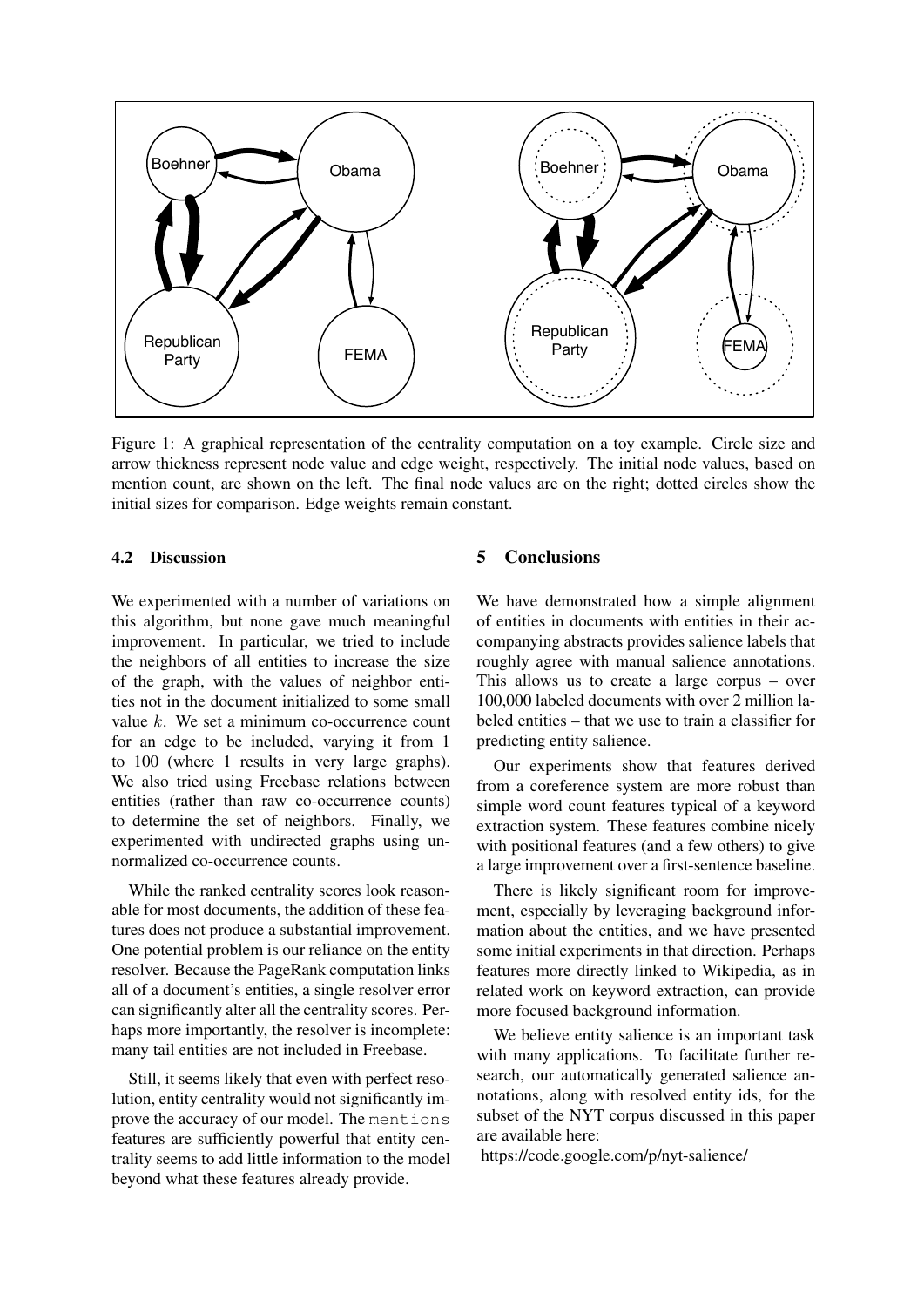Figure 1: A graphical representation of the centrality computation on a toy example. Circle size and arrow thickness represent node value and edge weight, respectively. The initial node values, based on mention count, are shown on the left. The final node values are on the right; dotted circles show the initial sizes for comparison. Edge weights remain constant.

### 4.2 Discussion

We experimented with a number of variations on this algorithm, but none gave much meaningful improvement. In particular, we tried to include the neighbors of all entities to increase the size of the graph, with the values of neighbor entities not in the document initialized to some small value $k$. We set a minimum co-occurrence count for an edge to be included, varying it from 1 to 100 (where 1 results in very large graphs). We also tried using Freebase relations between entities (rather than raw co-occurrence counts) to determine the set of neighbors. Finally, we experimented with undirected graphs using unnormalized co-occurrence counts.

While the ranked centrality scores look reasonable for most documents, the addition of these features does not produce a substantial improvement. One potential problem is our reliance on the entity resolver. Because the PageRank computation links all of a document's entities, a single resolver error can significantly alter all the centrality scores. Perhaps more importantly, the resolver is incomplete: many tail entities are not included in Freebase.

Still, it seems likely that even with perfect resolution, entity centrality would not significantly improve the accuracy of our model. The `mentions` features are sufficiently powerful that entity centrality seems to add little information to the model beyond what these features already provide.

## 5 Conclusions

We have demonstrated how a simple alignment of entities in documents with entities in their accompanying abstracts provides salience labels that roughly agree with manual salience annotations. This allows us to create a large corpus – over 100,000 labeled documents with over 2 million labeled entities – that we use to train a classifier for predicting entity salience.

Our experiments show that features derived from a coreference system are more robust than simple word count features typical of a keyword extraction system. These features combine nicely with positional features (and a few others) to give a large improvement over a first-sentence baseline.

There is likely significant room for improvement, especially by leveraging background information about the entities, and we have presented some initial experiments in that direction. Perhaps features more directly linked to Wikipedia, as in related work on keyword extraction, can provide more focused background information.

We believe entity salience is an important task with many applications. To facilitate further research, our automatically generated salience annotations, along with resolved entity ids, for the subset of the NYT corpus discussed in this paper are available here:
https://code.google.com/p/nyt-salience/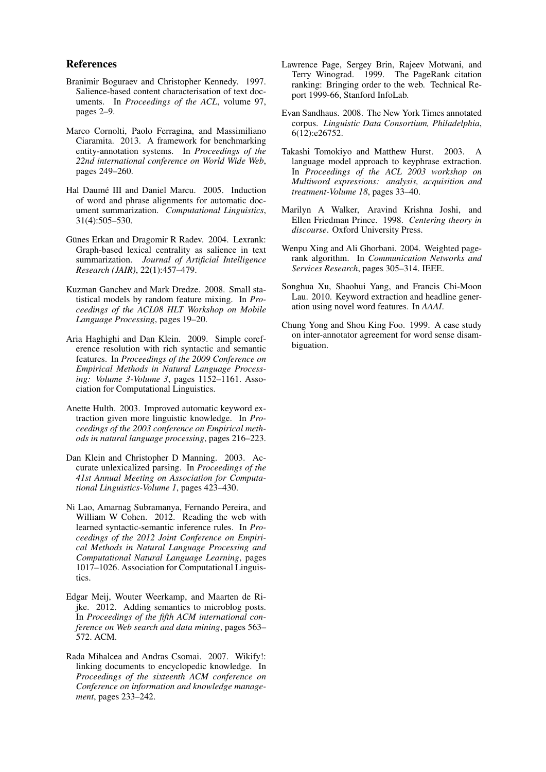## References

Branimir Boguraev and Christopher Kennedy. 1997. Salience-based content characterisation of text documents. In *Proceedings of the ACL*, volume 97, pages 2–9.

Marco Cornolti, Paolo Ferragina, and Massimiliano Ciaramita. 2013. A framework for benchmarking entity-annotation systems. In *Proceedings of the 22nd international conference on World Wide Web*, pages 249–260.

Hal Daumé III and Daniel Marcu. 2005. Induction of word and phrase alignments for automatic document summarization. *Computational Linguistics*, 31(4):505–530.

Günes Erkan and Dragomir R Radev. 2004. Lexrank: Graph-based lexical centrality as salience in text summarization. *Journal of Artificial Intelligence Research (JAIR)*, 22(1):457–479.

Kuzman Ganchev and Mark Dredze. 2008. Small statistical models by random feature mixing. In *Proceedings of the ACL08 HLT Workshop on Mobile Language Processing*, pages 19–20.

Aria Haghighi and Dan Klein. 2009. Simple coreference resolution with rich syntactic and semantic features. In *Proceedings of the 2009 Conference on Empirical Methods in Natural Language Processing: Volume 3-Volume 3*, pages 1152–1161. Association for Computational Linguistics.

Anette Hulth. 2003. Improved automatic keyword extraction given more linguistic knowledge. In *Proceedings of the 2003 conference on Empirical methods in natural language processing*, pages 216–223.

Dan Klein and Christopher D Manning. 2003. Accurate unlexicalized parsing. In *Proceedings of the 41st Annual Meeting on Association for Computational Linguistics-Volume 1*, pages 423–430.

Ni Lao, Amarnag Subramanya, Fernando Pereira, and William W Cohen. 2012. Reading the web with learned syntactic-semantic inference rules. In *Proceedings of the 2012 Joint Conference on Empirical Methods in Natural Language Processing and Computational Natural Language Learning*, pages 1017–1026. Association for Computational Linguistics.

Edgar Meij, Wouter Weerkamp, and Maarten de Rijke. 2012. Adding semantics to microblog posts. In *Proceedings of the fifth ACM international conference on Web search and data mining*, pages 563–572. ACM.

Rada Mihalcea and Andras Csomai. 2007. Wikify!: linking documents to encyclopedic knowledge. In *Proceedings of the sixteenth ACM conference on Conference on information and knowledge management*, pages 233–242.

Lawrence Page, Sergey Brin, Rajeev Motwani, and Terry Winograd. 1999. The PageRank citation ranking: Bringing order to the web. Technical Report 1999-66, Stanford InfoLab.

Evan Sandhaus. 2008. The New York Times annotated corpus. *Linguistic Data Consortium, Philadelphia*, 6(12):e26752.

Takashi Tomokiyo and Matthew Hurst. 2003. A language model approach to keyphrase extraction. In *Proceedings of the ACL 2003 workshop on Multiword expressions: analysis, acquisition and treatment-Volume 18*, pages 33–40.

Marilyn A Walker, Aravind Krishna Joshi, and Ellen Friedman Prince. 1998. *Centering theory in discourse*. Oxford University Press.

Wenpu Xing and Ali Ghorbani. 2004. Weighted pagerank algorithm. In *Communication Networks and Services Research*, pages 305–314. IEEE.

Songhua Xu, Shaohui Yang, and Francis Chi-Moon Lau. 2010. Keyword extraction and headline generation using novel word features. In *AAAI*.

Chung Yong and Shou King Foo. 1999. A case study on inter-annotator agreement for word sense disambiguation.